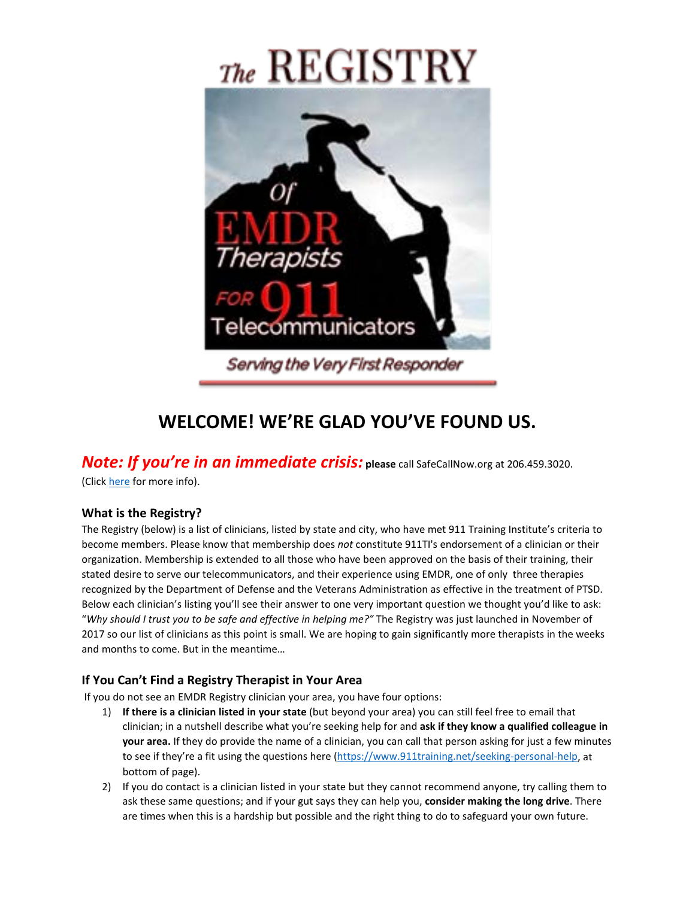# WELCOME! WE'RE GLAD YOU'VE FOUND US.

***Note: If you're in an immediate crisis:*** **please** call SafeCallNow.org at 206.459.3020. (Click here for more info).

### What is the Registry?

The Registry (below) is a list of clinicians, listed by state and city, who have met 911 Training Institute's criteria to become members. Please know that membership does *not* constitute 911TI's endorsement of a clinician or their organization. Membership is extended to all those who have been approved on the basis of their training, their stated desire to serve our telecommunicators, and their experience using EMDR, one of only three therapies recognized by the Department of Defense and the Veterans Administration as effective in the treatment of PTSD. Below each clinician's listing you'll see their answer to one very important question we thought you'd like to ask: "*Why should I trust you to be safe and effective in helping me?"* The Registry was just launched in November of 2017 so our list of clinicians as this point is small. We are hoping to gain significantly more therapists in the weeks and months to come. But in the meantime…

### If You Can't Find a Registry Therapist in Your Area

If you do not see an EMDR Registry clinician your area, you have four options:

1) **If there is a clinician listed in your state** (but beyond your area) you can still feel free to email that clinician; in a nutshell describe what you're seeking help for and **ask if they know a qualified colleague in your area.** If they do provide the name of a clinician, you can call that person asking for just a few minutes to see if they're a fit using the questions here (https://www.911training.net/seeking-personal-help, at bottom of page).
2) If you do contact is a clinician listed in your state but they cannot recommend anyone, try calling them to ask these same questions; and if your gut says they can help you, **consider making the long drive**. There are times when this is a hardship but possible and the right thing to do to safeguard your own future.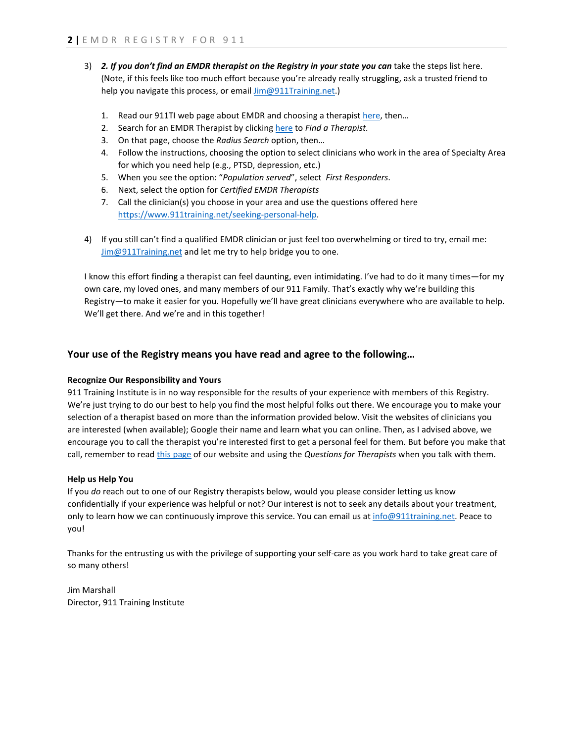3) ***2. If you don't find an EMDR therapist on the Registry in your state you can*** take the steps list here. (Note, if this feels like too much effort because you're already really struggling, ask a trusted friend to help you navigate this process, or email Jim@911Training.net.)

    1. Read our 911TI web page about EMDR and choosing a therapist here, then…
    2. Search for an EMDR Therapist by clicking here to *Find a Therapist.*
    3. On that page, choose the *Radius Search* option, then…
    4. Follow the instructions, choosing the option to select clinicians who work in the area of Specialty Area for which you need help (e.g., PTSD, depression, etc.)
    5. When you see the option: "*Population served*", select *First Responders*.
    6. Next, select the option for *Certified EMDR Therapists*
    7. Call the clinician(s) you choose in your area and use the questions offered here https://www.911training.net/seeking-personal-help.

4) If you still can't find a qualified EMDR clinician or just feel too overwhelming or tired to try, email me: Jim@911Training.net and let me try to help bridge you to one.

I know this effort finding a therapist can feel daunting, even intimidating. I've had to do it many times—for my own care, my loved ones, and many members of our 911 Family. That's exactly why we're building this Registry—to make it easier for you. Hopefully we'll have great clinicians everywhere who are available to help. We'll get there. And we're and in this together!

## Your use of the Registry means you have read and agree to the following…

**Recognize Our Responsibility and Yours**

911 Training Institute is in no way responsible for the results of your experience with members of this Registry. We're just trying to do our best to help you find the most helpful folks out there. We encourage you to make your selection of a therapist based on more than the information provided below. Visit the websites of clinicians you are interested (when available); Google their name and learn what you can online. Then, as I advised above, we encourage you to call the therapist you're interested first to get a personal feel for them. But before you make that call, remember to read this page of our website and using the *Questions for Therapists* when you talk with them.

**Help us Help You**

If you *do* reach out to one of our Registry therapists below, would you please consider letting us know confidentially if your experience was helpful or not? Our interest is not to seek any details about your treatment, only to learn how we can continuously improve this service. You can email us at info@911training.net. Peace to you!

Thanks for the entrusting us with the privilege of supporting your self-care as you work hard to take great care of so many others!

Jim Marshall
Director, 911 Training Institute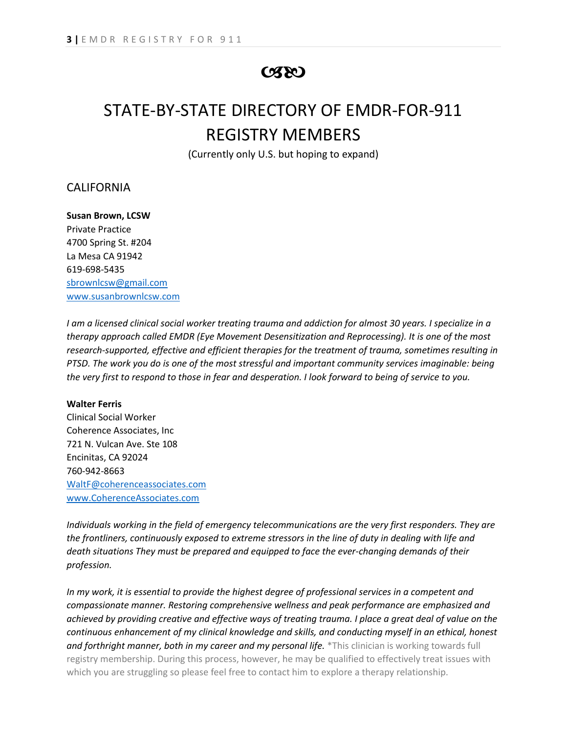# STATE-BY-STATE DIRECTORY OF EMDR-FOR-911 REGISTRY MEMBERS

(Currently only U.S. but hoping to expand)

## CALIFORNIA

**Susan Brown, LCSW**
Private Practice
4700 Spring St. #204
La Mesa CA 91942
619-698-5435
sbrownlcsw@gmail.com
www.susanbrownlcsw.com

*I am a licensed clinical social worker treating trauma and addiction for almost 30 years. I specialize in a therapy approach called EMDR (Eye Movement Desensitization and Reprocessing). It is one of the most research-supported, effective and efficient therapies for the treatment of trauma, sometimes resulting in PTSD. The work you do is one of the most stressful and important community services imaginable: being the very first to respond to those in fear and desperation. I look forward to being of service to you.*

**Walter Ferris**
Clinical Social Worker
Coherence Associates, Inc
721 N. Vulcan Ave. Ste 108
Encinitas, CA 92024
760-942-8663
WaltF@coherenceassociates.com
www.CoherenceAssociates.com

*Individuals working in the field of emergency telecommunications are the very first responders. They are the frontliners, continuously exposed to extreme stressors in the line of duty in dealing with life and death situations They must be prepared and equipped to face the ever-changing demands of their profession.*

*In my work, it is essential to provide the highest degree of professional services in a competent and compassionate manner. Restoring comprehensive wellness and peak performance are emphasized and achieved by providing creative and effective ways of treating trauma. I place a great deal of value on the continuous enhancement of my clinical knowledge and skills, and conducting myself in an ethical, honest and forthright manner, both in my career and my personal life.* *This clinician is working towards full registry membership. During this process, however, he may be qualified to effectively treat issues with which you are struggling so please feel free to contact him to explore a therapy relationship.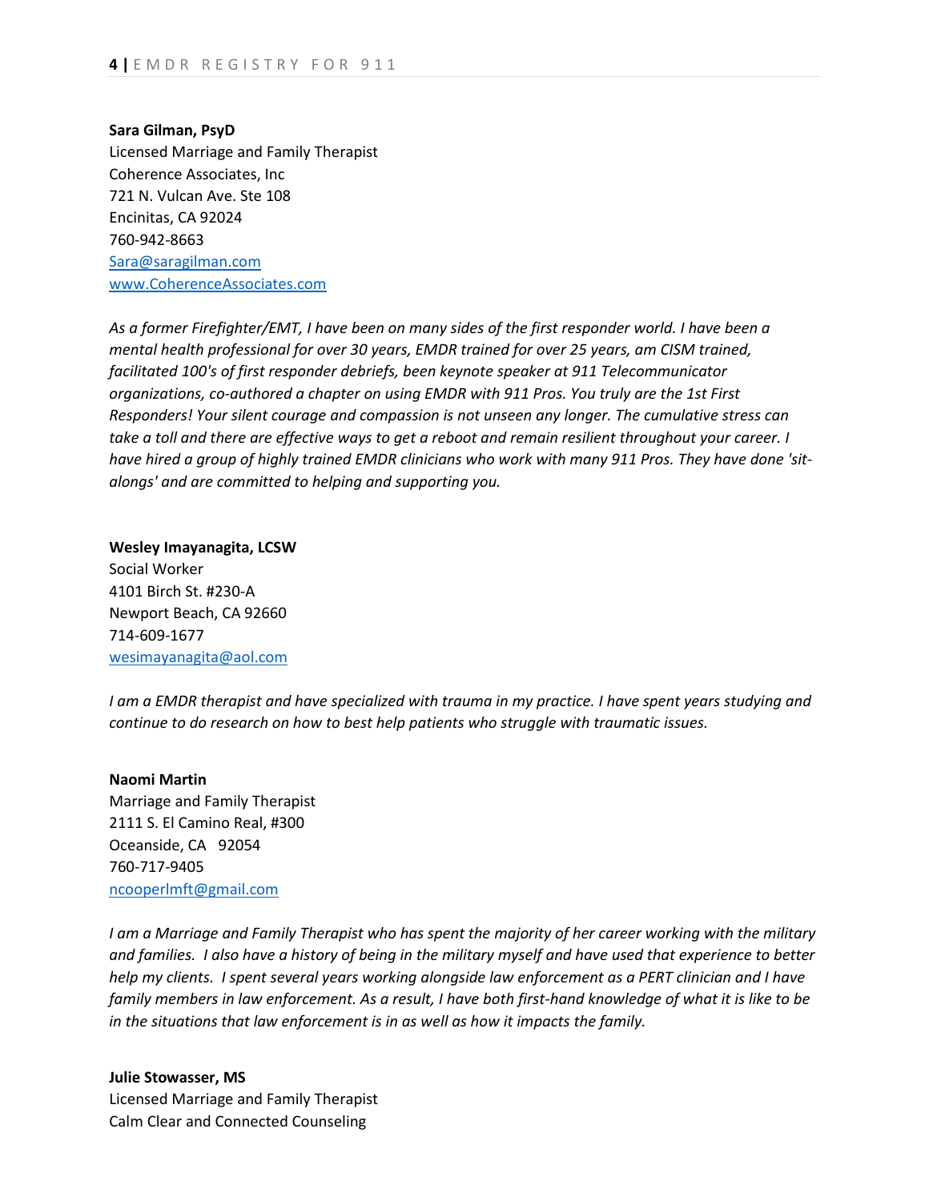**Sara Gilman, PsyD**
Licensed Marriage and Family Therapist
Coherence Associates, Inc
721 N. Vulcan Ave. Ste 108
Encinitas, CA 92024
760-942-8663
Sara@saragilman.com
www.CoherenceAssociates.com

*As a former Firefighter/EMT, I have been on many sides of the first responder world. I have been a mental health professional for over 30 years, EMDR trained for over 25 years, am CISM trained, facilitated 100's of first responder debriefs, been keynote speaker at 911 Telecommunicator organizations, co-authored a chapter on using EMDR with 911 Pros. You truly are the 1st First Responders! Your silent courage and compassion is not unseen any longer. The cumulative stress can take a toll and there are effective ways to get a reboot and remain resilient throughout your career. I have hired a group of highly trained EMDR clinicians who work with many 911 Pros. They have done 'sit-alongs' and are committed to helping and supporting you.*

**Wesley Imayanagita, LCSW**
Social Worker
4101 Birch St. #230-A
Newport Beach, CA 92660
714-609-1677
wesimayanagita@aol.com

*I am a EMDR therapist and have specialized with trauma in my practice. I have spent years studying and continue to do research on how to best help patients who struggle with traumatic issues.*

**Naomi Martin**
Marriage and Family Therapist
2111 S. El Camino Real, #300
Oceanside, CA 92054
760-717-9405
ncooperlmft@gmail.com

*I am a Marriage and Family Therapist who has spent the majority of her career working with the military and families. I also have a history of being in the military myself and have used that experience to better help my clients. I spent several years working alongside law enforcement as a PERT clinician and I have family members in law enforcement. As a result, I have both first-hand knowledge of what it is like to be in the situations that law enforcement is in as well as how it impacts the family.*

**Julie Stowasser, MS**
Licensed Marriage and Family Therapist
Calm Clear and Connected Counseling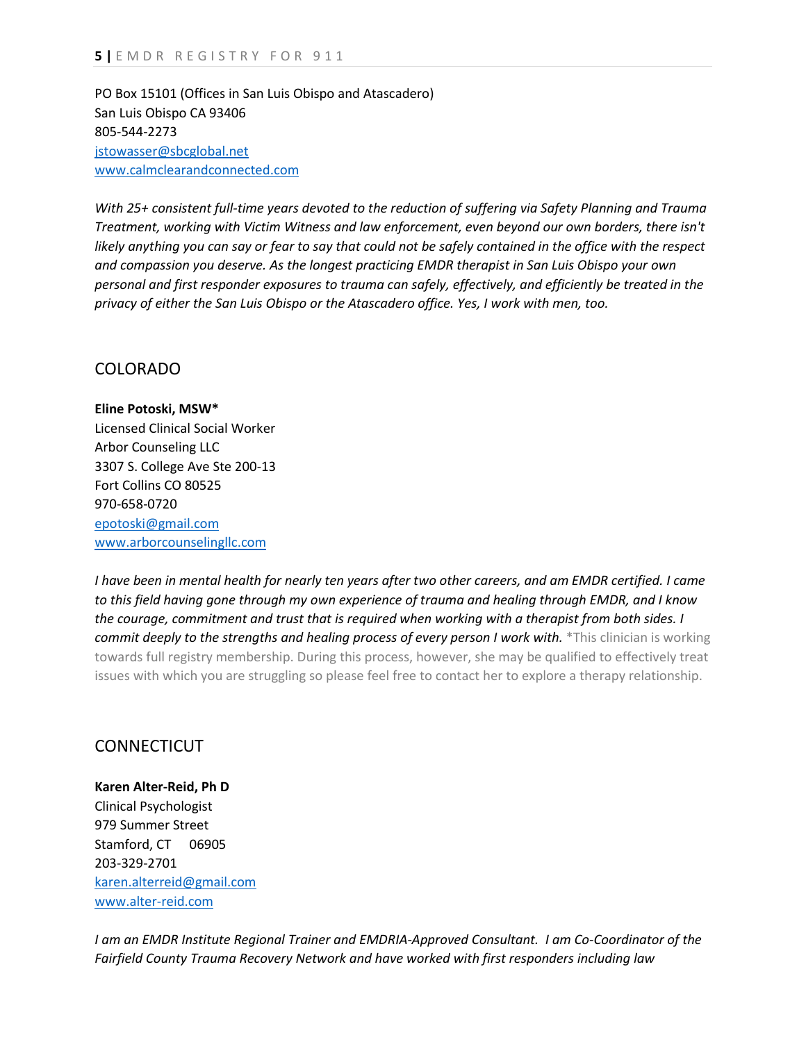PO Box 15101 (Offices in San Luis Obispo and Atascadero)
San Luis Obispo CA 93406
805-544-2273
jstowasser@sbcglobal.net
www.calmclearandconnected.com

*With 25+ consistent full-time years devoted to the reduction of suffering via Safety Planning and Trauma Treatment, working with Victim Witness and law enforcement, even beyond our own borders, there isn't likely anything you can say or fear to say that could not be safely contained in the office with the respect and compassion you deserve. As the longest practicing EMDR therapist in San Luis Obispo your own personal and first responder exposures to trauma can safely, effectively, and efficiently be treated in the privacy of either the San Luis Obispo or the Atascadero office. Yes, I work with men, too.*

## COLORADO

**Eline Potoski, MSW***
Licensed Clinical Social Worker
Arbor Counseling LLC
3307 S. College Ave Ste 200-13
Fort Collins CO 80525
970-658-0720
epotoski@gmail.com
www.arborcounselingllc.com

*I have been in mental health for nearly ten years after two other careers, and am EMDR certified. I came to this field having gone through my own experience of trauma and healing through EMDR, and I know the courage, commitment and trust that is required when working with a therapist from both sides. I commit deeply to the strengths and healing process of every person I work with.* *This clinician is working towards full registry membership. During this process, however, she may be qualified to effectively treat issues with which you are struggling so please feel free to contact her to explore a therapy relationship.

## CONNECTICUT

**Karen Alter-Reid, Ph D**
Clinical Psychologist
979 Summer Street
Stamford, CT 06905
203-329-2701
karen.alterreid@gmail.com
www.alter-reid.com

*I am an EMDR Institute Regional Trainer and EMDRIA-Approved Consultant. I am Co-Coordinator of the Fairfield County Trauma Recovery Network and have worked with first responders including law*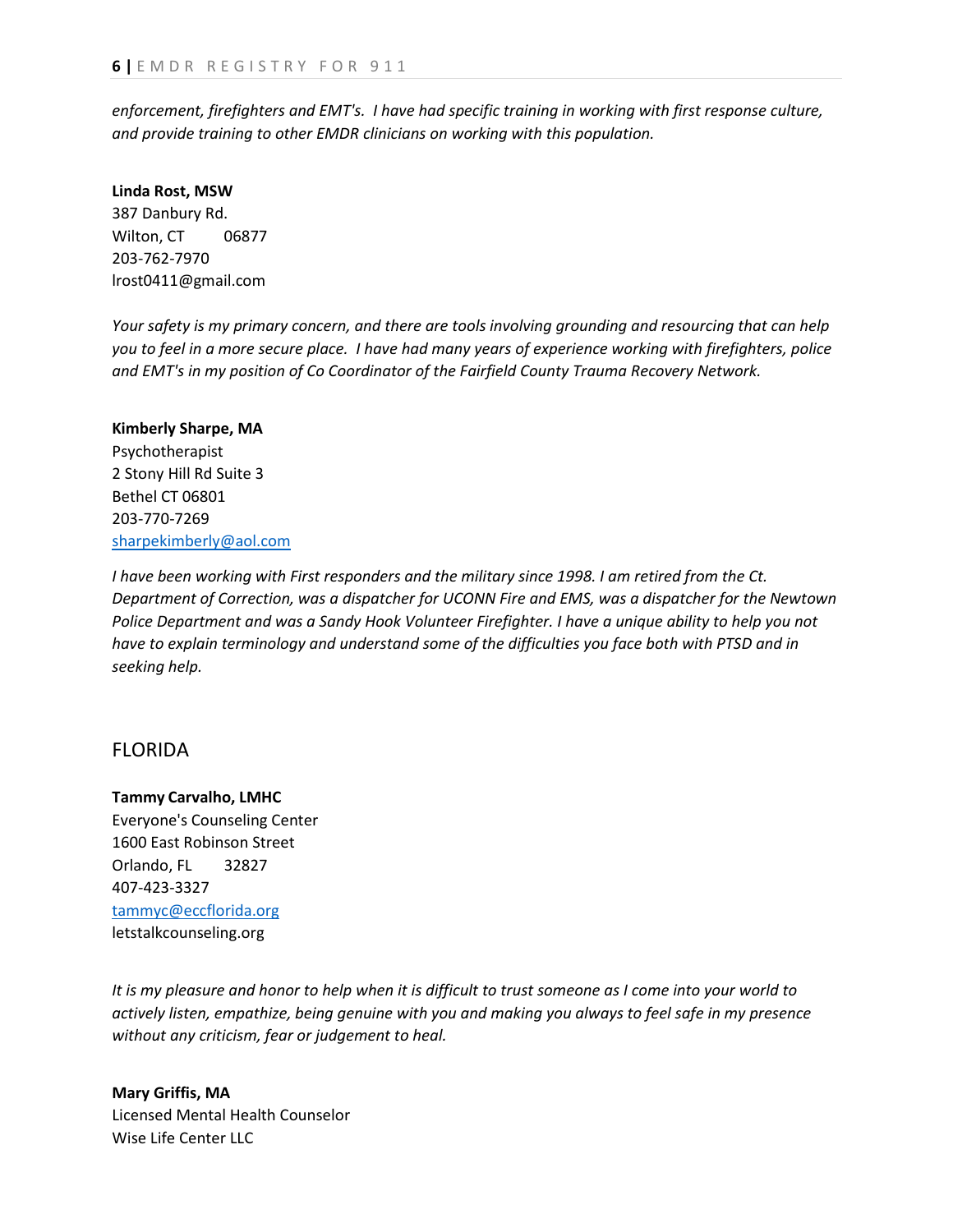*enforcement, firefighters and EMT's. I have had specific training in working with first response culture, and provide training to other EMDR clinicians on working with this population.*

**Linda Rost, MSW**
387 Danbury Rd.
Wilton, CT 06877
203-762-7970
lrost0411@gmail.com

*Your safety is my primary concern, and there are tools involving grounding and resourcing that can help you to feel in a more secure place. I have had many years of experience working with firefighters, police and EMT's in my position of Co Coordinator of the Fairfield County Trauma Recovery Network.*

**Kimberly Sharpe, MA**
Psychotherapist
2 Stony Hill Rd Suite 3
Bethel CT 06801
203-770-7269
sharpekimberly@aol.com

*I have been working with First responders and the military since 1998. I am retired from the Ct. Department of Correction, was a dispatcher for UCONN Fire and EMS, was a dispatcher for the Newtown Police Department and was a Sandy Hook Volunteer Firefighter. I have a unique ability to help you not have to explain terminology and understand some of the difficulties you face both with PTSD and in seeking help.*

## FLORIDA

**Tammy Carvalho, LMHC**
Everyone's Counseling Center
1600 East Robinson Street
Orlando, FL 32827
407-423-3327
tammyc@eccflorida.org
letstalkcounseling.org

*It is my pleasure and honor to help when it is difficult to trust someone as I come into your world to actively listen, empathize, being genuine with you and making you always to feel safe in my presence without any criticism, fear or judgement to heal.*

**Mary Griffis, MA**
Licensed Mental Health Counselor
Wise Life Center LLC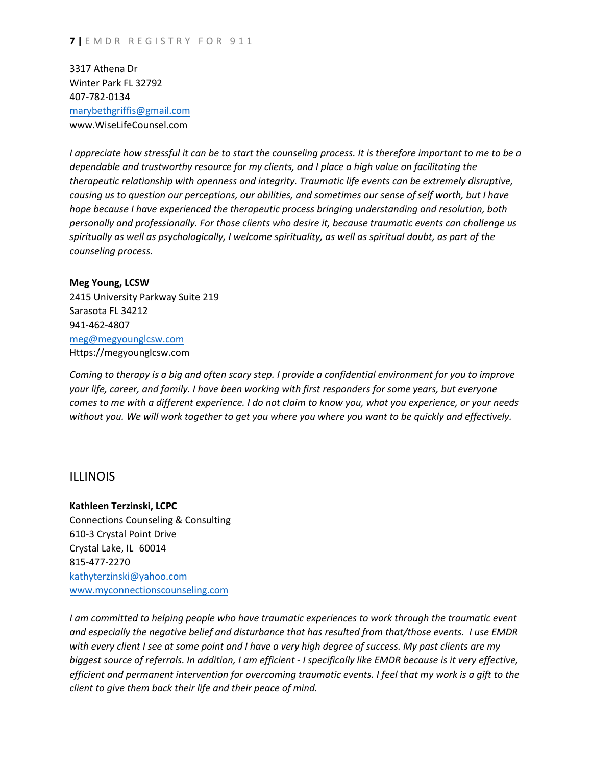3317 Athena Dr
Winter Park FL 32792
407-782-0134
marybethgriffis@gmail.com
www.WiseLifeCounsel.com

*I appreciate how stressful it can be to start the counseling process. It is therefore important to me to be a dependable and trustworthy resource for my clients, and I place a high value on facilitating the therapeutic relationship with openness and integrity. Traumatic life events can be extremely disruptive, causing us to question our perceptions, our abilities, and sometimes our sense of self worth, but I have hope because I have experienced the therapeutic process bringing understanding and resolution, both personally and professionally. For those clients who desire it, because traumatic events can challenge us spiritually as well as psychologically, I welcome spirituality, as well as spiritual doubt, as part of the counseling process.*

**Meg Young, LCSW**
2415 University Parkway Suite 219
Sarasota FL 34212
941-462-4807
meg@megyounglcsw.com
Https://megyounglcsw.com

*Coming to therapy is a big and often scary step. I provide a confidential environment for you to improve your life, career, and family. I have been working with first responders for some years, but everyone comes to me with a different experience. I do not claim to know you, what you experience, or your needs without you. We will work together to get you where you want to be quickly and effectively.*

## ILLINOIS

**Kathleen Terzinski, LCPC**
Connections Counseling & Consulting
610-3 Crystal Point Drive
Crystal Lake, IL 60014
815-477-2270
kathyterzinski@yahoo.com
www.myconnectionscounseling.com

*I am committed to helping people who have traumatic experiences to work through the traumatic event and especially the negative belief and disturbance that has resulted from that/those events. I use EMDR with every client I see at some point and I have a very high degree of success. My past clients are my biggest source of referrals. In addition, I am efficient - I specifically like EMDR because is it very effective, efficient and permanent intervention for overcoming traumatic events. I feel that my work is a gift to the client to give them back their life and their peace of mind.*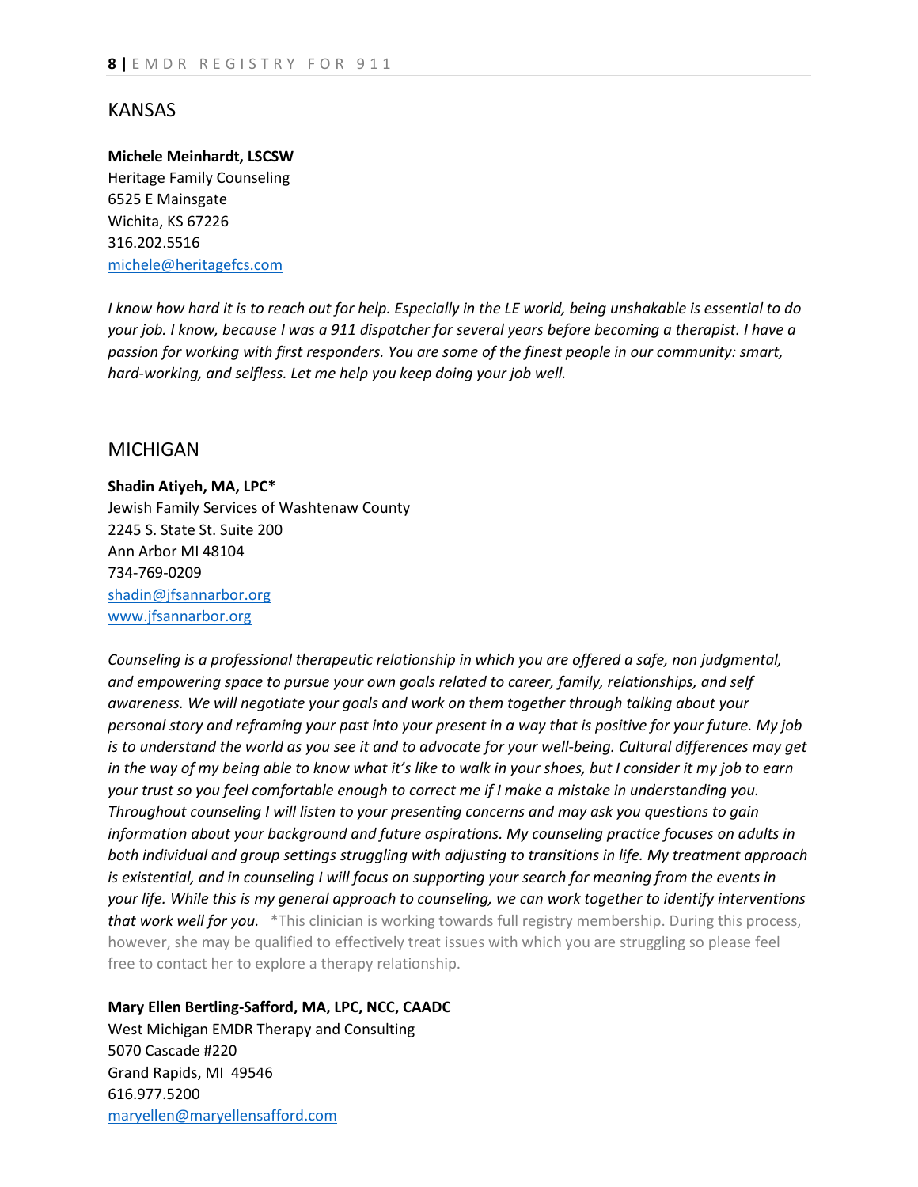## KANSAS

**Michele Meinhardt, LSCSW**
Heritage Family Counseling
6525 E Mainsgate
Wichita, KS 67226
316.202.5516
michele@heritagefcs.com

*I know how hard it is to reach out for help. Especially in the LE world, being unshakable is essential to do your job. I know, because I was a 911 dispatcher for several years before becoming a therapist. I have a passion for working with first responders. You are some of the finest people in our community: smart, hard-working, and selfless. Let me help you keep doing your job well.*

## MICHIGAN

**Shadin Atiyeh, MA, LPC***
Jewish Family Services of Washtenaw County
2245 S. State St. Suite 200
Ann Arbor MI 48104
734-769-0209
shadin@jfsannarbor.org
www.jfsannarbor.org

*Counseling is a professional therapeutic relationship in which you are offered a safe, non judgmental, and empowering space to pursue your own goals related to career, family, relationships, and self awareness. We will negotiate your goals and work on them together through talking about your personal story and reframing your past into your present in a way that is positive for your future. My job is to understand the world as you see it and to advocate for your well-being. Cultural differences may get in the way of my being able to know what it's like to walk in your shoes, but I consider it my job to earn your trust so you feel comfortable enough to correct me if I make a mistake in understanding you. Throughout counseling I will listen to your presenting concerns and may ask you questions to gain information about your background and future aspirations. My counseling practice focuses on adults in both individual and group settings struggling with adjusting to transitions in life. My treatment approach is existential, and in counseling I will focus on supporting your search for meaning from the events in your life. While this is my general approach to counseling, we can work together to identify interventions that work well for you.* *This clinician is working towards full registry membership. During this process, however, she may be qualified to effectively treat issues with which you are struggling so please feel free to contact her to explore a therapy relationship.

**Mary Ellen Bertling-Safford, MA, LPC, NCC, CAADC**
West Michigan EMDR Therapy and Consulting
5070 Cascade #220
Grand Rapids, MI 49546
616.977.5200
maryellen@maryellensafford.com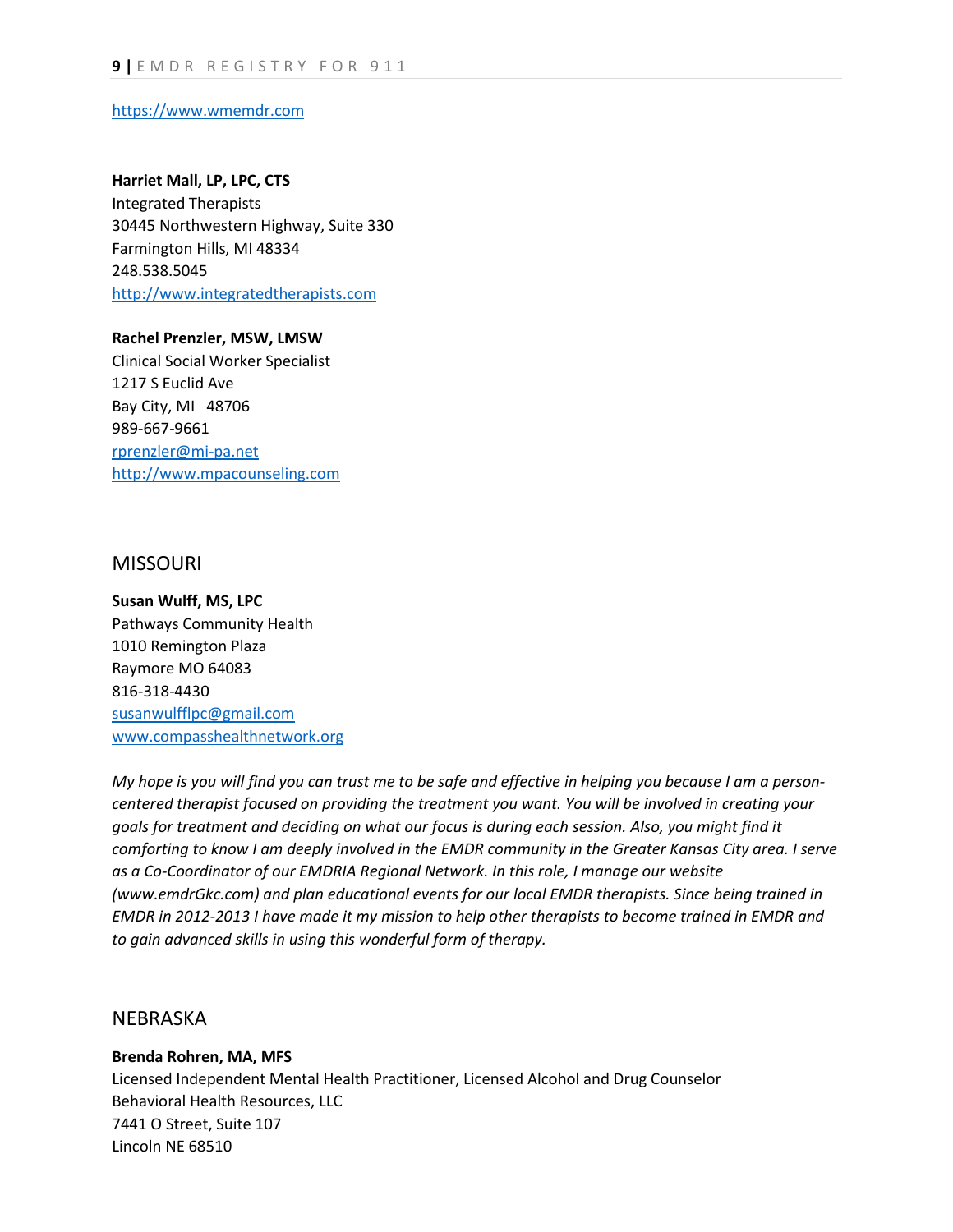https://www.wmemdr.com

**Harriet Mall, LP, LPC, CTS**
Integrated Therapists
30445 Northwestern Highway, Suite 330
Farmington Hills, MI 48334
248.538.5045
http://www.integratedtherapists.com

**Rachel Prenzler, MSW, LMSW**
Clinical Social Worker Specialist
1217 S Euclid Ave
Bay City, MI 48706
989-667-9661
rprenzler@mi-pa.net
http://www.mpacounseling.com

## MISSOURI

**Susan Wulff, MS, LPC**
Pathways Community Health
1010 Remington Plaza
Raymore MO 64083
816-318-4430
susanwulfflpc@gmail.com
www.compasshealthnetwork.org

*My hope is you will find you can trust me to be safe and effective in helping you because I am a person-centered therapist focused on providing the treatment you want. You will be involved in creating your goals for treatment and deciding on what our focus is during each session. Also, you might find it comforting to know I am deeply involved in the EMDR community in the Greater Kansas City area. I serve as a Co-Coordinator of our EMDRIA Regional Network. In this role, I manage our website (www.emdrGkc.com) and plan educational events for our local EMDR therapists. Since being trained in EMDR in 2012-2013 I have made it my mission to help other therapists to become trained in EMDR and to gain advanced skills in using this wonderful form of therapy.*

## NEBRASKA

**Brenda Rohren, MA, MFS**
Licensed Independent Mental Health Practitioner, Licensed Alcohol and Drug Counselor
Behavioral Health Resources, LLC
7441 O Street, Suite 107
Lincoln NE 68510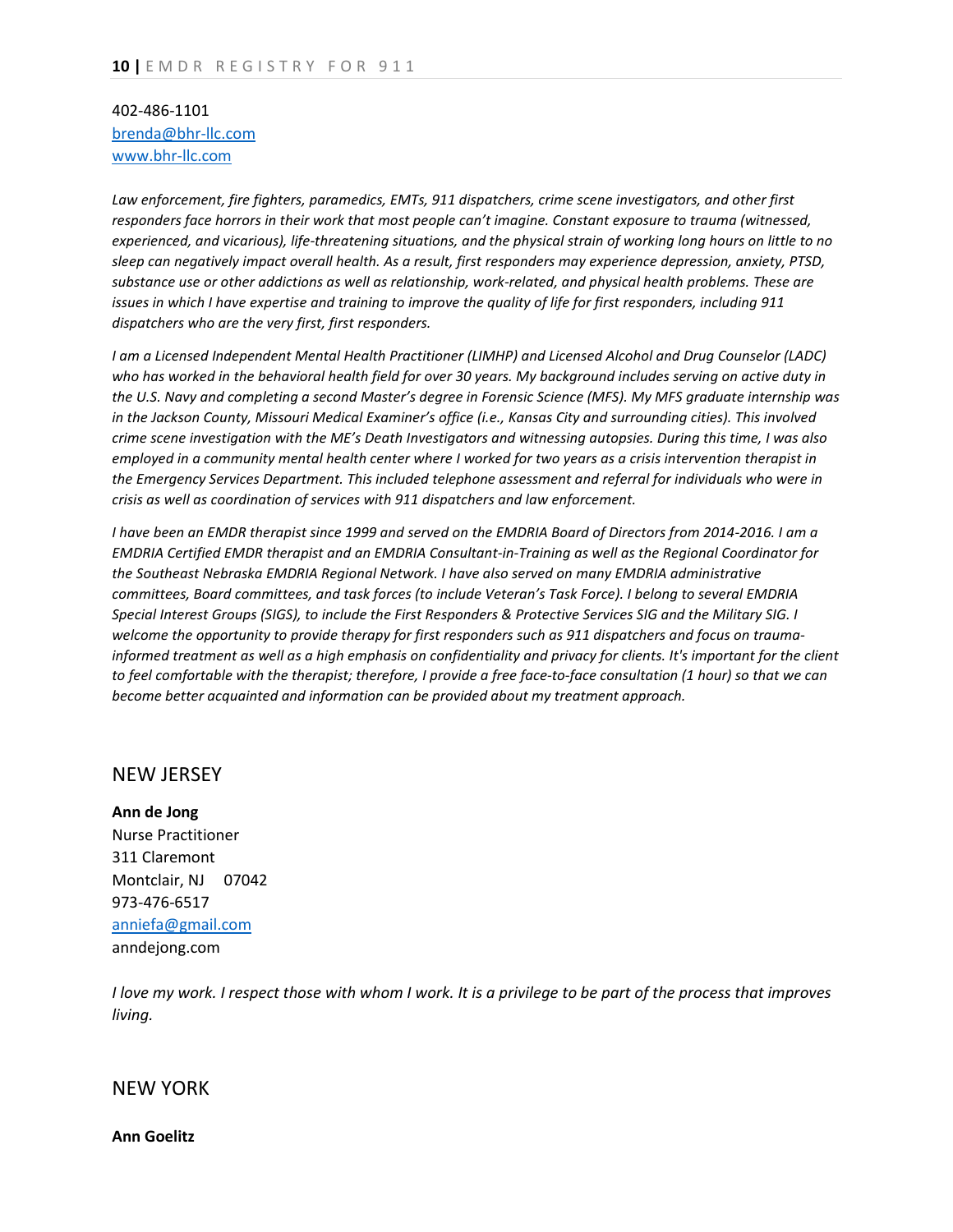402-486-1101
brenda@bhr-llc.com
www.bhr-llc.com

*Law enforcement, fire fighters, paramedics, EMTs, 911 dispatchers, crime scene investigators, and other first responders face horrors in their work that most people can't imagine. Constant exposure to trauma (witnessed, experienced, and vicarious), life-threatening situations, and the physical strain of working long hours on little to no sleep can negatively impact overall health. As a result, first responders may experience depression, anxiety, PTSD, substance use or other addictions as well as relationship, work-related, and physical health problems. These are issues in which I have expertise and training to improve the quality of life for first responders, including 911 dispatchers who are the very first, first responders.*

*I am a Licensed Independent Mental Health Practitioner (LIMHP) and Licensed Alcohol and Drug Counselor (LADC) who has worked in the behavioral health field for over 30 years. My background includes serving on active duty in the U.S. Navy and completing a second Master's degree in Forensic Science (MFS). My MFS graduate internship was in the Jackson County, Missouri Medical Examiner's office (i.e., Kansas City and surrounding cities). This involved crime scene investigation with the ME's Death Investigators and witnessing autopsies. During this time, I was also employed in a community mental health center where I worked for two years as a crisis intervention therapist in the Emergency Services Department. This included telephone assessment and referral for individuals who were in crisis as well as coordination of services with 911 dispatchers and law enforcement.*

*I have been an EMDR therapist since 1999 and served on the EMDRIA Board of Directors from 2014-2016. I am a EMDRIA Certified EMDR therapist and an EMDRIA Consultant-in-Training as well as the Regional Coordinator for the Southeast Nebraska EMDRIA Regional Network. I have also served on many EMDRIA administrative committees, Board committees, and task forces (to include Veteran's Task Force). I belong to several EMDRIA Special Interest Groups (SIGS), to include the First Responders & Protective Services SIG and the Military SIG. I welcome the opportunity to provide therapy for first responders such as 911 dispatchers and focus on trauma-informed treatment as well as a high emphasis on confidentiality and privacy for clients. It's important for the client to feel comfortable with the therapist; therefore, I provide a free face-to-face consultation (1 hour) so that we can become better acquainted and information can be provided about my treatment approach.*

## NEW JERSEY

**Ann de Jong**
Nurse Practitioner
311 Claremont
Montclair, NJ 07042
973-476-6517
anniefa@gmail.com
anndejong.com

*I love my work. I respect those with whom I work. It is a privilege to be part of the process that improves living.*

## NEW YORK

**Ann Goelitz**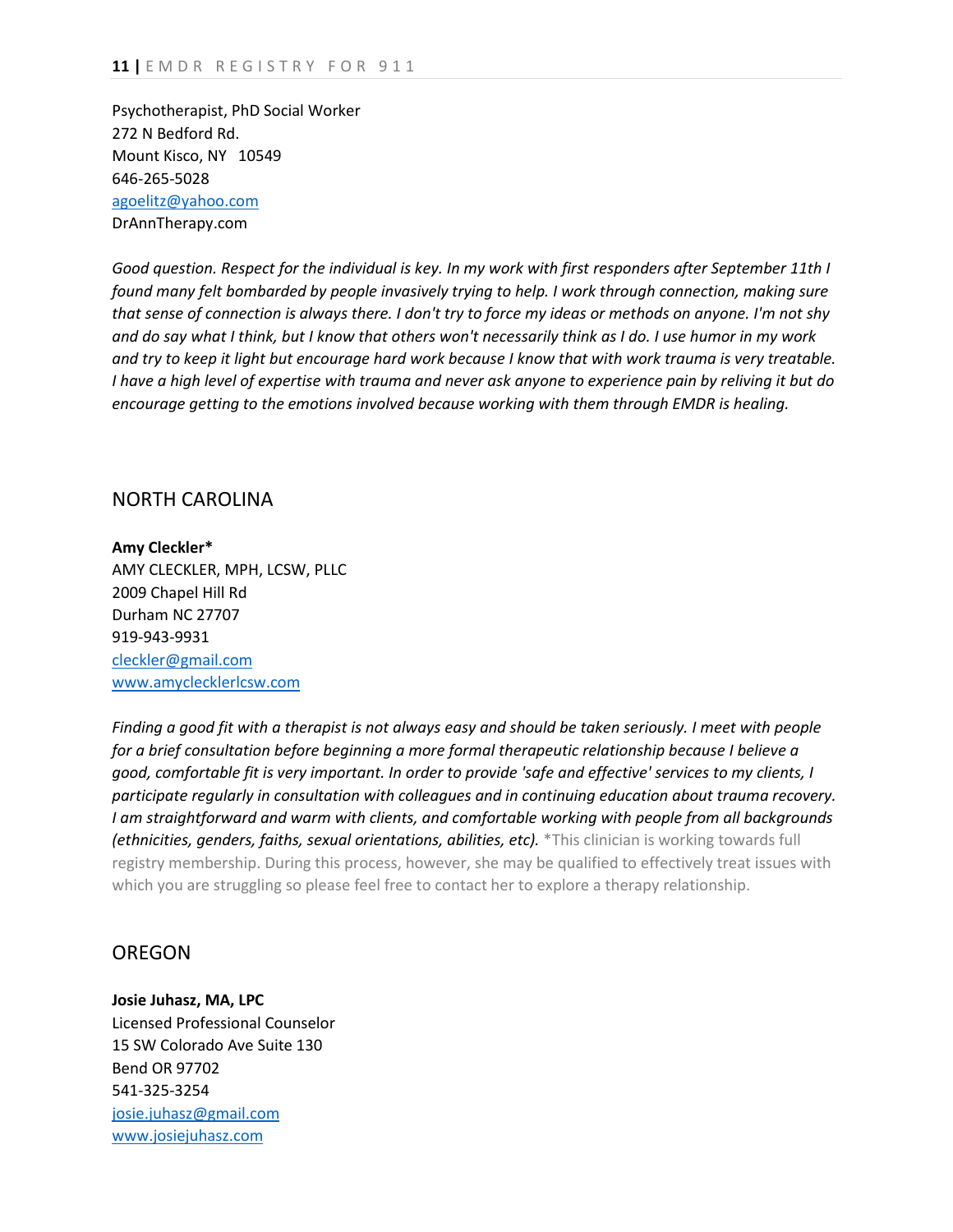Psychotherapist, PhD Social Worker
272 N Bedford Rd.
Mount Kisco, NY   10549
646-265-5028
agoelitz@yahoo.com
DrAnnTherapy.com

*Good question. Respect for the individual is key. In my work with first responders after September 11th I found many felt bombarded by people invasively trying to help. I work through connection, making sure that sense of connection is always there. I don't try to force my ideas or methods on anyone. I'm not shy and do say what I think, but I know that others won't necessarily think as I do. I use humor in my work and try to keep it light but encourage hard work because I know that with work trauma is very treatable. I have a high level of expertise with trauma and never ask anyone to experience pain by reliving it but do encourage getting to the emotions involved because working with them through EMDR is healing.*

## NORTH CAROLINA

**Amy Cleckler***
AMY CLECKLER, MPH, LCSW, PLLC
2009 Chapel Hill Rd
Durham NC 27707
919-943-9931
cleckler@gmail.com
www.amyclecklerlcsw.com

*Finding a good fit with a therapist is not always easy and should be taken seriously. I meet with people for a brief consultation before beginning a more formal therapeutic relationship because I believe a good, comfortable fit is very important. In order to provide 'safe and effective' services to my clients, I participate regularly in consultation with colleagues and in continuing education about trauma recovery. I am straightforward and warm with clients, and comfortable working with people from all backgrounds (ethnicities, genders, faiths, sexual orientations, abilities, etc).* *This clinician is working towards full registry membership. During this process, however, she may be qualified to effectively treat issues with which you are struggling so please feel free to contact her to explore a therapy relationship.

## OREGON

**Josie Juhasz, MA, LPC**
Licensed Professional Counselor
15 SW Colorado Ave Suite 130
Bend OR 97702
541-325-3254
josie.juhasz@gmail.com
www.josiejuhasz.com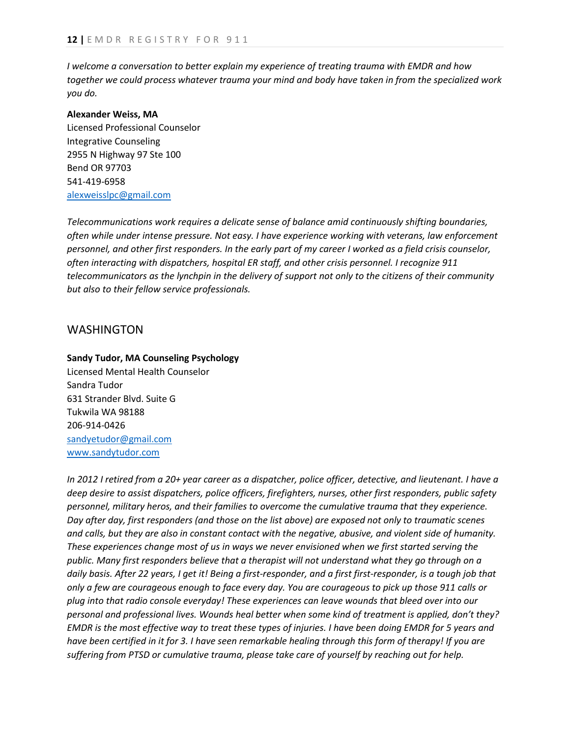*I welcome a conversation to better explain my experience of treating trauma with EMDR and how together we could process whatever trauma your mind and body have taken in from the specialized work you do.*

**Alexander Weiss, MA**
Licensed Professional Counselor
Integrative Counseling
2955 N Highway 97 Ste 100
Bend OR 97703
541-419-6958
alexweisslpc@gmail.com

*Telecommunications work requires a delicate sense of balance amid continuously shifting boundaries, often while under intense pressure. Not easy. I have experience working with veterans, law enforcement personnel, and other first responders. In the early part of my career I worked as a field crisis counselor, often interacting with dispatchers, hospital ER staff, and other crisis personnel. I recognize 911 telecommunicators as the lynchpin in the delivery of support not only to the citizens of their community but also to their fellow service professionals.*

## WASHINGTON

**Sandy Tudor, MA Counseling Psychology**
Licensed Mental Health Counselor
Sandra Tudor
631 Strander Blvd. Suite G
Tukwila WA 98188
206-914-0426
sandyetudor@gmail.com
www.sandytudor.com

*In 2012 I retired from a 20+ year career as a dispatcher, police officer, detective, and lieutenant. I have a deep desire to assist dispatchers, police officers, firefighters, nurses, other first responders, public safety personnel, military heros, and their families to overcome the cumulative trauma that they experience. Day after day, first responders (and those on the list above) are exposed not only to traumatic scenes and calls, but they are also in constant contact with the negative, abusive, and violent side of humanity. These experiences change most of us in ways we never envisioned when we first started serving the public. Many first responders believe that a therapist will not understand what they go through on a daily basis. After 22 years, I get it! Being a first-responder, and a first first-responder, is a tough job that only a few are courageous enough to face every day. You are courageous to pick up those 911 calls or plug into that radio console everyday! These experiences can leave wounds that bleed over into our personal and professional lives. Wounds heal better when some kind of treatment is applied, don't they? EMDR is the most effective way to treat these types of injuries. I have been doing EMDR for 5 years and have been certified in it for 3. I have seen remarkable healing through this form of therapy! If you are suffering from PTSD or cumulative trauma, please take care of yourself by reaching out for help.*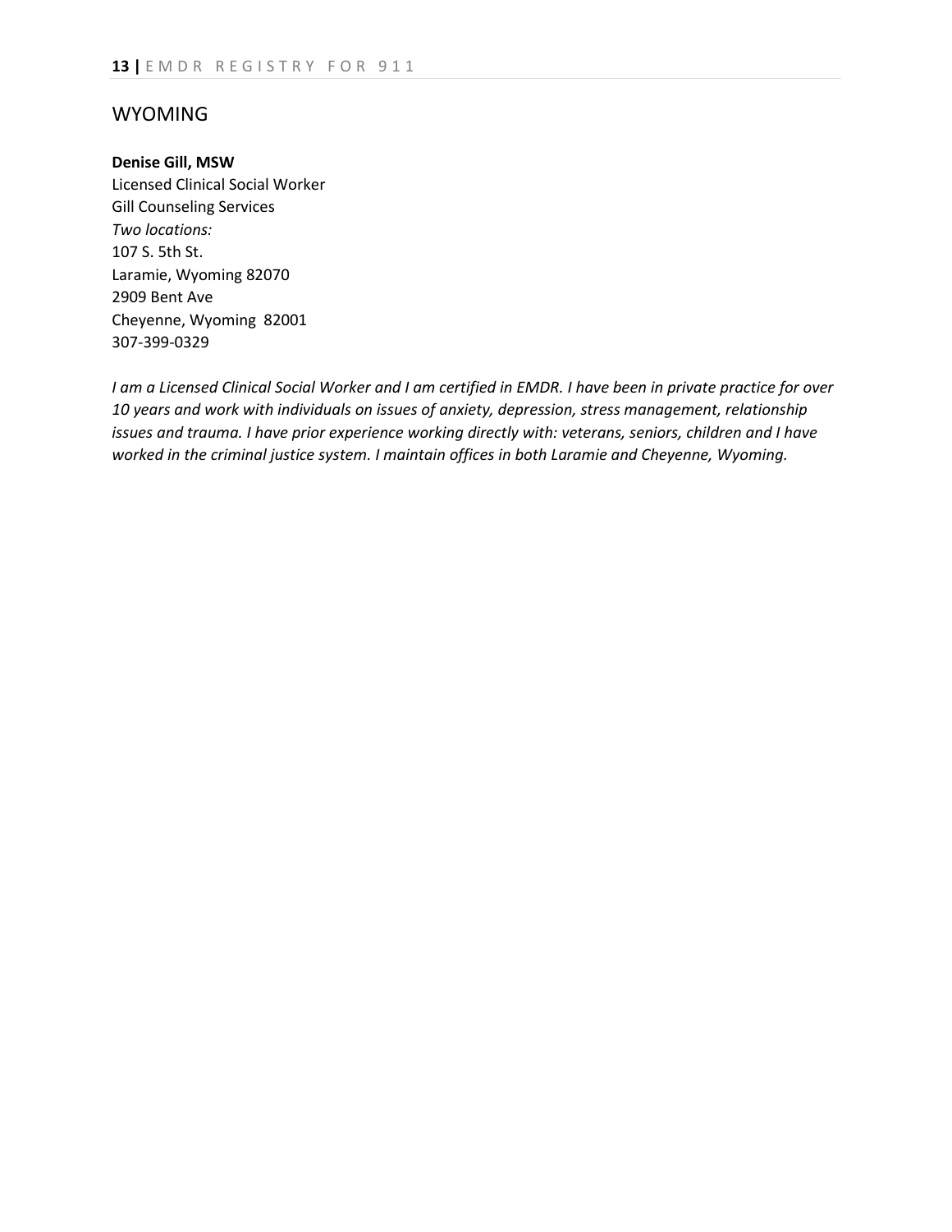## WYOMING

**Denise Gill, MSW**
Licensed Clinical Social Worker
Gill Counseling Services
*Two locations:*
107 S. 5th St.
Laramie, Wyoming 82070
2909 Bent Ave
Cheyenne, Wyoming 82001
307-399-0329

*I am a Licensed Clinical Social Worker and I am certified in EMDR. I have been in private practice for over 10 years and work with individuals on issues of anxiety, depression, stress management, relationship issues and trauma. I have prior experience working directly with: veterans, seniors, children and I have worked in the criminal justice system. I maintain offices in both Laramie and Cheyenne, Wyoming.*